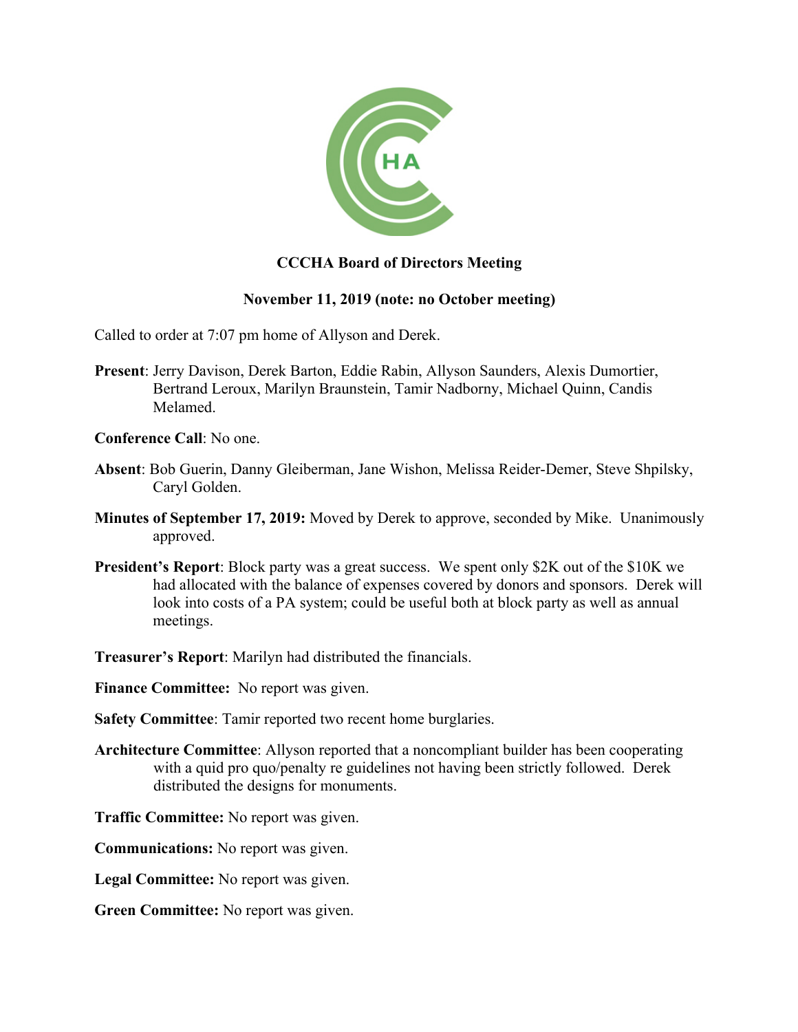**CCCHA Board of Directors Meeting**

**November 11, 2019 (note: no October meeting)**

Called to order at 7:07 pm home of Allyson and Derek.

**Present**: Jerry Davison, Derek Barton, Eddie Rabin, Allyson Saunders, Alexis Dumortier, Bertrand Leroux, Marilyn Braunstein, Tamir Nadborny, Michael Quinn, Candis Melamed.

**Conference Call**: No one.

**Absent**: Bob Guerin, Danny Gleiberman, Jane Wishon, Melissa Reider-Demer, Steve Shpilsky, Caryl Golden.

**Minutes of September 17, 2019:** Moved by Derek to approve, seconded by Mike. Unanimously approved.

**President's Report**: Block party was a great success. We spent only $2K out of the $10K we had allocated with the balance of expenses covered by donors and sponsors. Derek will look into costs of a PA system; could be useful both at block party as well as annual meetings.

**Treasurer's Report**: Marilyn had distributed the financials.

**Finance Committee:** No report was given.

**Safety Committee**: Tamir reported two recent home burglaries.

**Architecture Committee**: Allyson reported that a noncompliant builder has been cooperating with a quid pro quo/penalty re guidelines not having been strictly followed. Derek distributed the designs for monuments.

**Traffic Committee:** No report was given.

**Communications:** No report was given.

**Legal Committee:** No report was given.

**Green Committee:** No report was given.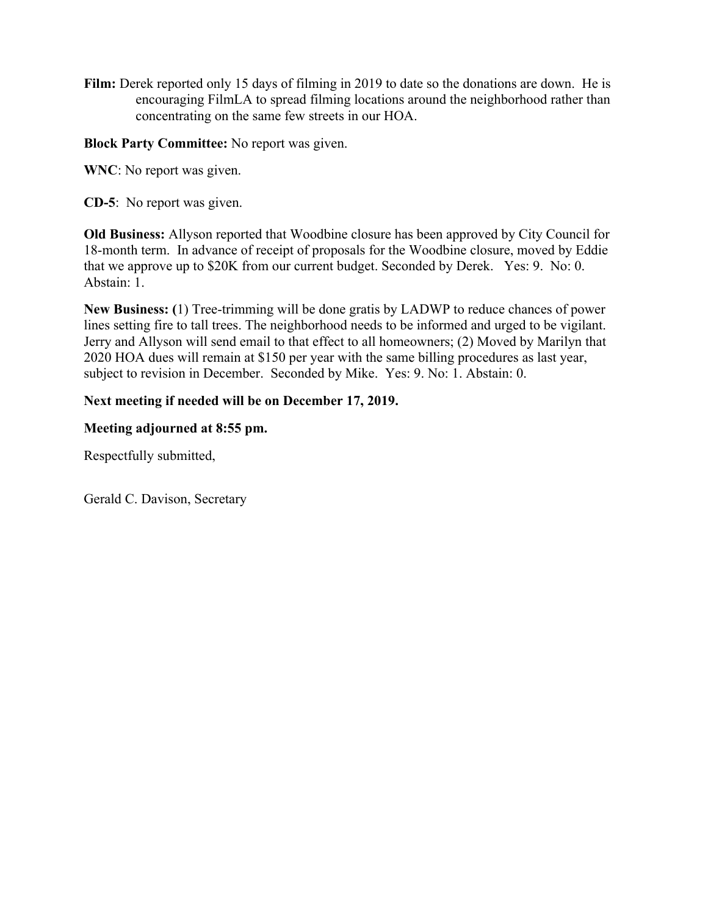**Film:** Derek reported only 15 days of filming in 2019 to date so the donations are down. He is encouraging FilmLA to spread filming locations around the neighborhood rather than concentrating on the same few streets in our HOA.

**Block Party Committee:** No report was given.

**WNC**: No report was given.

**CD-5**: No report was given.

**Old Business:** Allyson reported that Woodbine closure has been approved by City Council for 18-month term. In advance of receipt of proposals for the Woodbine closure, moved by Eddie that we approve up to $20K from our current budget. Seconded by Derek. Yes: 9. No: 0. Abstain: 1.

**New Business: (**1) Tree-trimming will be done gratis by LADWP to reduce chances of power lines setting fire to tall trees. The neighborhood needs to be informed and urged to be vigilant. Jerry and Allyson will send email to that effect to all homeowners; (2) Moved by Marilyn that 2020 HOA dues will remain at $150 per year with the same billing procedures as last year, subject to revision in December. Seconded by Mike. Yes: 9. No: 1. Abstain: 0.

**Next meeting if needed will be on December 17, 2019.**

**Meeting adjourned at 8:55 pm.**

Respectfully submitted,

Gerald C. Davison, Secretary